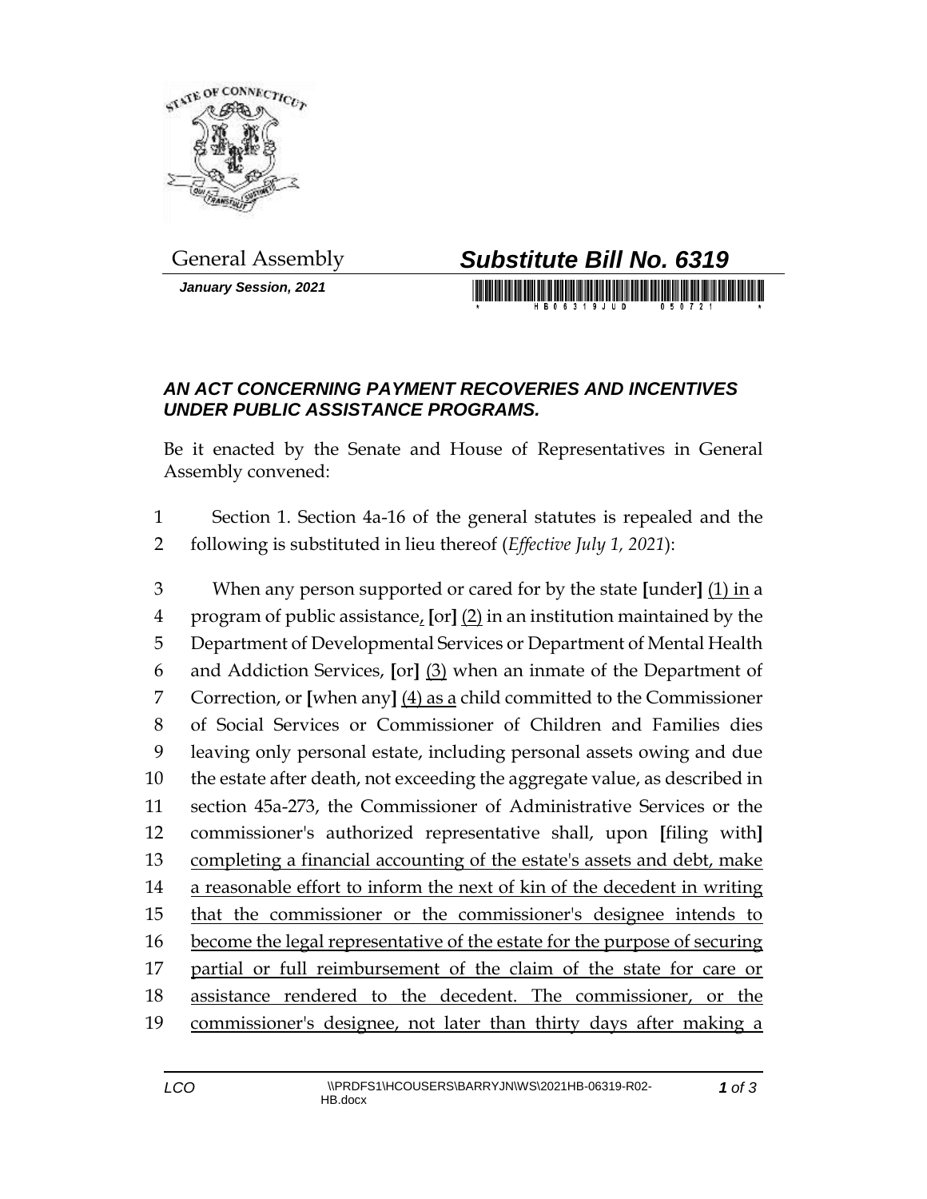General Assembly

# *Substitute Bill No. 6319*

***January Session, 2021***

## *AN ACT CONCERNING PAYMENT RECOVERIES AND INCENTIVES UNDER PUBLIC ASSISTANCE PROGRAMS.*

Be it enacted by the Senate and House of Representatives in General Assembly convened:

1 Section 1. Section 4a-16 of the general statutes is repealed and the
2 following is substituted in lieu thereof (*Effective July 1, 2021*):

3 When any person supported or cared for by the state **[**under**]** <u>(1) in</u> a
4 program of public assistance<u>,</u> **[**or**]** <u>(2)</u> in an institution maintained by the
5 Department of Developmental Services or Department of Mental Health
6 and Addiction Services, **[**or**]** <u>(3)</u> when an inmate of the Department of
7 Correction, or **[**when any**]** <u>(4) as a</u> child committed to the Commissioner
8 of Social Services or Commissioner of Children and Families dies
9 leaving only personal estate, including personal assets owing and due
10 the estate after death, not exceeding the aggregate value, as described in
11 section 45a-273, the Commissioner of Administrative Services or the
12 commissioner's authorized representative shall, upon **[**filing with**]**
13 <u>completing a financial accounting of the estate's assets and debt, make</u>
14 <u>a reasonable effort to inform the next of kin of the decedent in writing</u>
15 <u>that the commissioner or the commissioner's designee intends to</u>
16 <u>become the legal representative of the estate for the purpose of securing</u>
17 <u>partial or full reimbursement of the claim of the state for care or</u>
18 <u>assistance rendered to the decedent. The commissioner, or the</u>
19 <u>commissioner's designee, not later than thirty days after making a</u>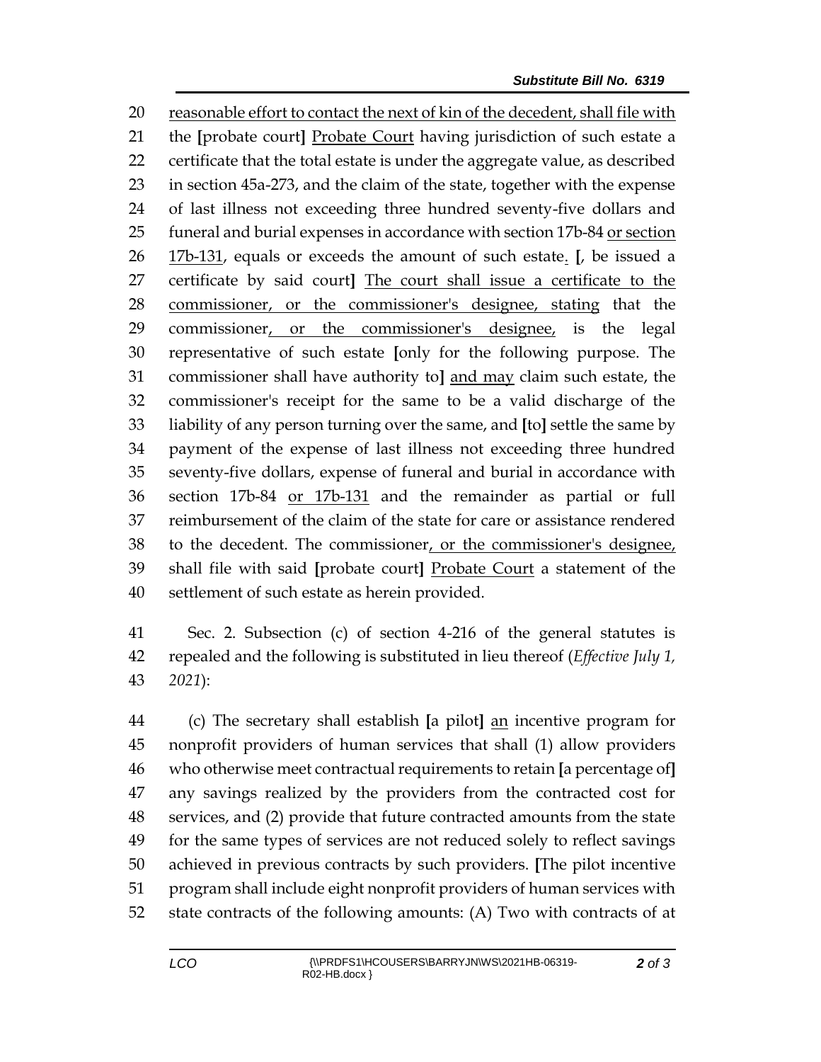reasonable effort to contact the next of kin of the decedent, shall file with the [probate court] Probate Court having jurisdiction of such estate a certificate that the total estate is under the aggregate value, as described in section 45a-273, and the claim of the state, together with the expense of last illness not exceeding three hundred seventy-five dollars and funeral and burial expenses in accordance with section 17b-84 or section 17b-131, equals or exceeds the amount of such estate. [, be issued a certificate by said court] The court shall issue a certificate to the commissioner, or the commissioner's designee, stating that the commissioner, or the commissioner's designee, is the legal representative of such estate [only for the following purpose. The commissioner shall have authority to] and may claim such estate, the commissioner's receipt for the same to be a valid discharge of the liability of any person turning over the same, and [to] settle the same by payment of the expense of last illness not exceeding three hundred seventy-five dollars, expense of funeral and burial in accordance with section 17b-84 or 17b-131 and the remainder as partial or full reimbursement of the claim of the state for care or assistance rendered to the decedent. The commissioner, or the commissioner's designee, shall file with said [probate court] Probate Court a statement of the settlement of such estate as herein provided.

Sec. 2. Subsection (c) of section 4-216 of the general statutes is repealed and the following is substituted in lieu thereof (*Effective July 1, 2021*):

(c) The secretary shall establish [a pilot] an incentive program for nonprofit providers of human services that shall (1) allow providers who otherwise meet contractual requirements to retain [a percentage of] any savings realized by the providers from the contracted cost for services, and (2) provide that future contracted amounts from the state for the same types of services are not reduced solely to reflect savings achieved in previous contracts by such providers. [The pilot incentive program shall include eight nonprofit providers of human services with state contracts of the following amounts: (A) Two with contracts of at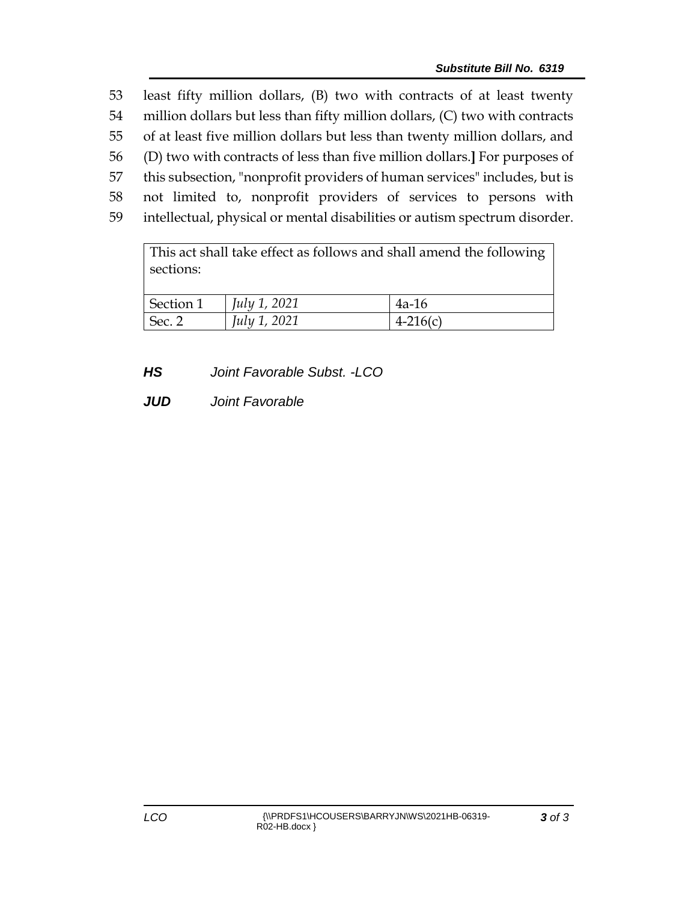53 least fifty million dollars, (B) two with contracts of at least twenty
54 million dollars but less than fifty million dollars, (C) two with contracts
55 of at least five million dollars but less than twenty million dollars, and
56 (D) two with contracts of less than five million dollars.**]** For purposes of
57 this subsection, "nonprofit providers of human services" includes, but is
58 not limited to, nonprofit providers of services to persons with
59 intellectual, physical or mental disabilities or autism spectrum disorder.

| This act shall take effect as follows and shall amend the following sections: | | |
|---|---|---|
| Section 1 | *July 1, 2021* | 4a-16 |
| Sec. 2 | *July 1, 2021* | 4-216(c) |

***HS*** *Joint Favorable Subst. -LCO*

***JUD*** *Joint Favorable*